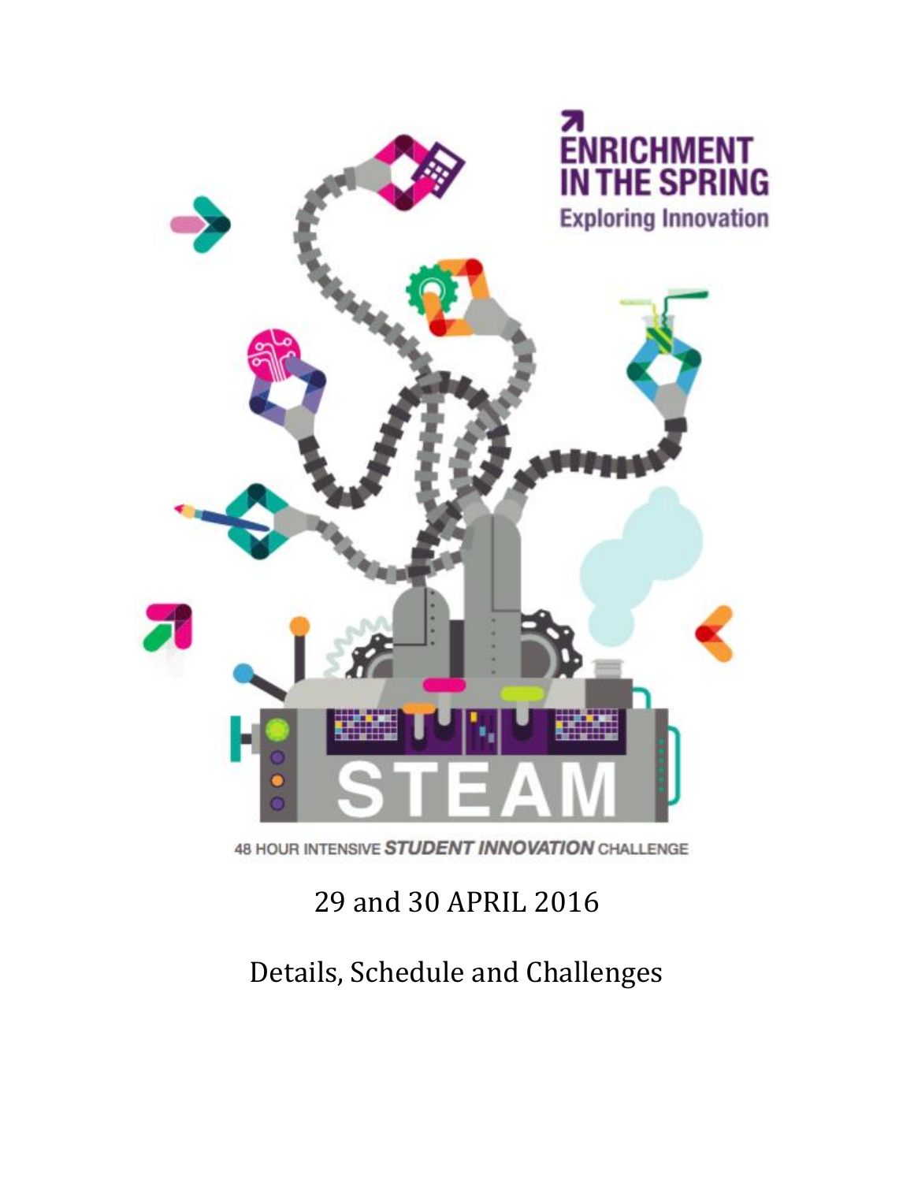# ENRICHMENT IN THE SPRING

## Exploring Innovation

STEAM

48 HOUR INTENSIVE ***STUDENT INNOVATION*** CHALLENGE

29 and 30 APRIL 2016

Details, Schedule and Challenges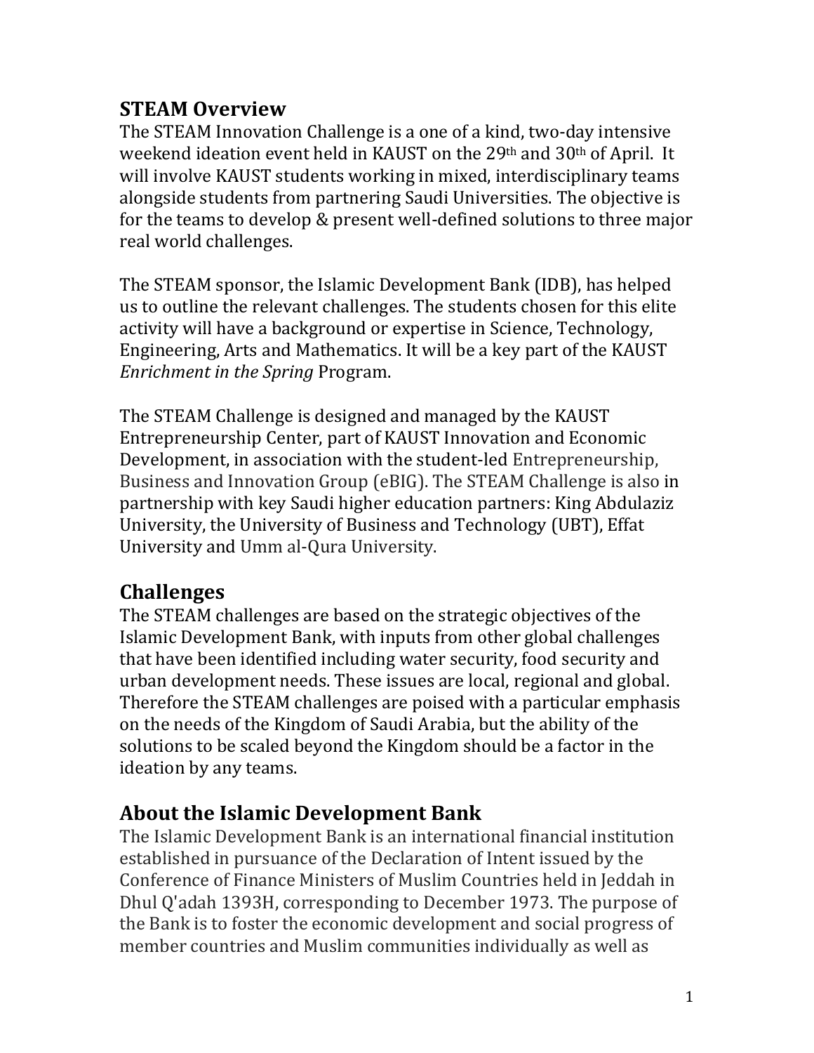## STEAM Overview

The STEAM Innovation Challenge is a one of a kind, two-day intensive weekend ideation event held in KAUST on the 29th and 30th of April. It will involve KAUST students working in mixed, interdisciplinary teams alongside students from partnering Saudi Universities. The objective is for the teams to develop & present well-defined solutions to three major real world challenges.

The STEAM sponsor, the Islamic Development Bank (IDB), has helped us to outline the relevant challenges. The students chosen for this elite activity will have a background or expertise in Science, Technology, Engineering, Arts and Mathematics. It will be a key part of the KAUST *Enrichment in the Spring* Program.

The STEAM Challenge is designed and managed by the KAUST Entrepreneurship Center, part of KAUST Innovation and Economic Development, in association with the student-led Entrepreneurship, Business and Innovation Group (eBIG). The STEAM Challenge is also in partnership with key Saudi higher education partners: King Abdulaziz University, the University of Business and Technology (UBT), Effat University and Umm al-Qura University.

## Challenges

The STEAM challenges are based on the strategic objectives of the Islamic Development Bank, with inputs from other global challenges that have been identified including water security, food security and urban development needs. These issues are local, regional and global. Therefore the STEAM challenges are poised with a particular emphasis on the needs of the Kingdom of Saudi Arabia, but the ability of the solutions to be scaled beyond the Kingdom should be a factor in the ideation by any teams.

## About the Islamic Development Bank

The Islamic Development Bank is an international financial institution established in pursuance of the Declaration of Intent issued by the Conference of Finance Ministers of Muslim Countries held in Jeddah in Dhul Q'adah 1393H, corresponding to December 1973. The purpose of the Bank is to foster the economic development and social progress of member countries and Muslim communities individually as well as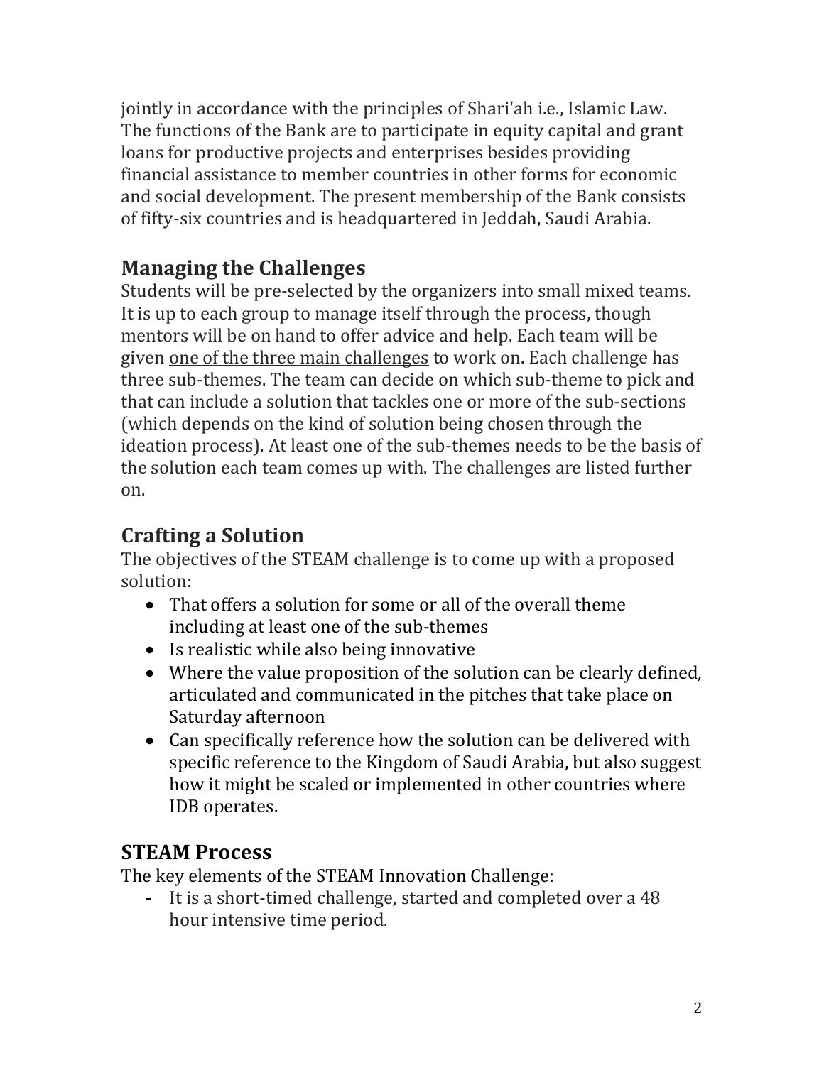jointly in accordance with the principles of Shari'ah i.e., Islamic Law. The functions of the Bank are to participate in equity capital and grant loans for productive projects and enterprises besides providing financial assistance to member countries in other forms for economic and social development. The present membership of the Bank consists of fifty-six countries and is headquartered in Jeddah, Saudi Arabia.

## Managing the Challenges

Students will be pre-selected by the organizers into small mixed teams. It is up to each group to manage itself through the process, though mentors will be on hand to offer advice and help. Each team will be given <u>one of the three main challenges</u> to work on. Each challenge has three sub-themes. The team can decide on which sub-theme to pick and that can include a solution that tackles one or more of the sub-sections (which depends on the kind of solution being chosen through the ideation process). At least one of the sub-themes needs to be the basis of the solution each team comes up with. The challenges are listed further on.

## Crafting a Solution

The objectives of the STEAM challenge is to come up with a proposed solution:

- That offers a solution for some or all of the overall theme including at least one of the sub-themes
- Is realistic while also being innovative
- Where the value proposition of the solution can be clearly defined, articulated and communicated in the pitches that take place on Saturday afternoon
- Can specifically reference how the solution can be delivered with <u>specific reference</u> to the Kingdom of Saudi Arabia, but also suggest how it might be scaled or implemented in other countries where IDB operates.

## STEAM Process

The key elements of the STEAM Innovation Challenge:

- It is a short-timed challenge, started and completed over a 48 hour intensive time period.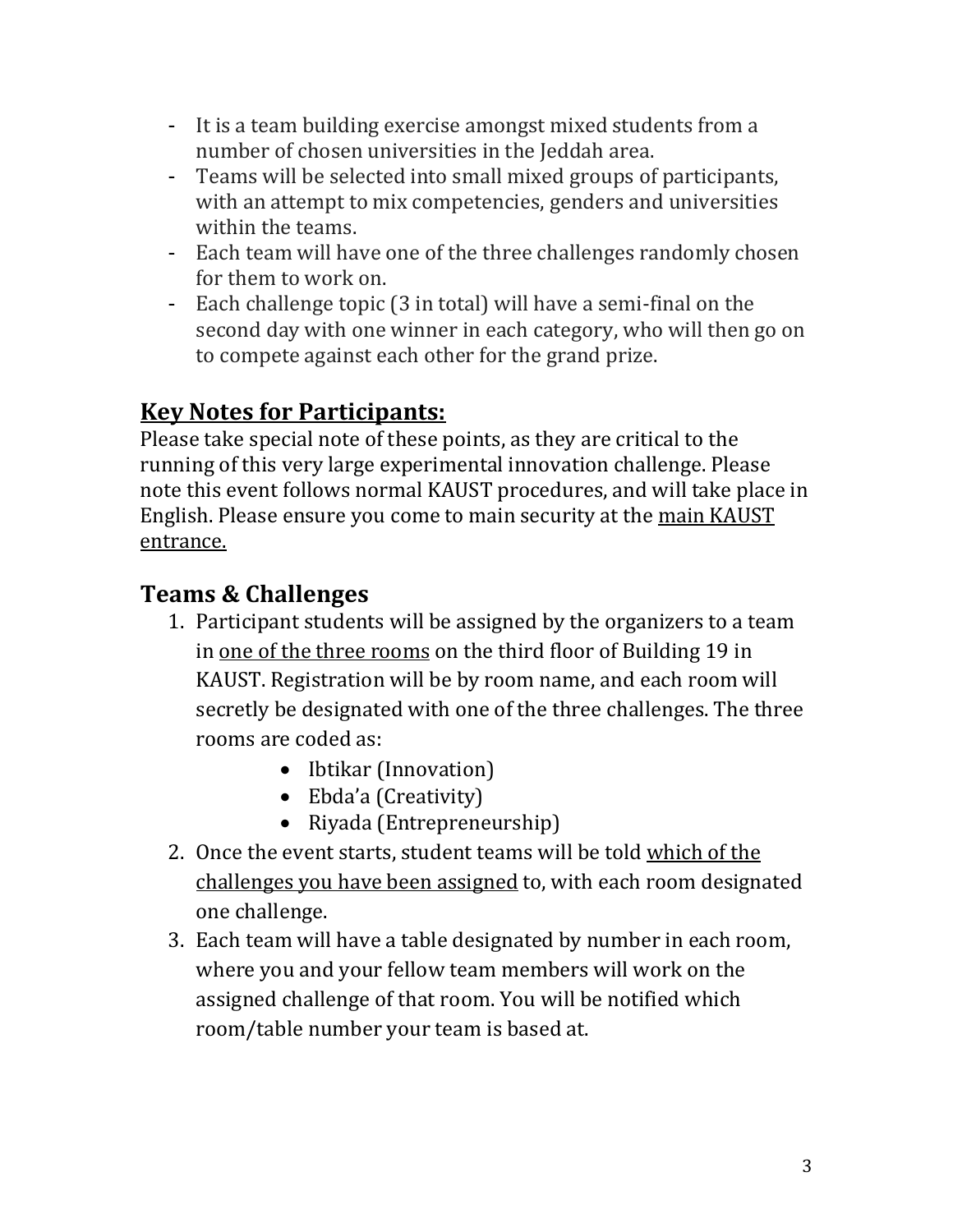- It is a team building exercise amongst mixed students from a number of chosen universities in the Jeddah area.
- Teams will be selected into small mixed groups of participants, with an attempt to mix competencies, genders and universities within the teams.
- Each team will have one of the three challenges randomly chosen for them to work on.
- Each challenge topic (3 in total) will have a semi-final on the second day with one winner in each category, who will then go on to compete against each other for the grand prize.

## **<u>Key Notes for Participants:</u>**

Please take special note of these points, as they are critical to the running of this very large experimental innovation challenge. Please note this event follows normal KAUST procedures, and will take place in English. Please ensure you come to main security at the <u>main KAUST entrance.</u>

## Teams & Challenges

1. Participant students will be assigned by the organizers to a team in <u>one of the three rooms</u> on the third floor of Building 19 in KAUST. Registration will be by room name, and each room will secretly be designated with one of the three challenges. The three rooms are coded as:
    - Ibtikar (Innovation)
    - Ebda'a (Creativity)
    - Riyada (Entrepreneurship)
2. Once the event starts, student teams will be told <u>which of the challenges you have been assigned</u> to, with each room designated one challenge.
3. Each team will have a table designated by number in each room, where you and your fellow team members will work on the assigned challenge of that room. You will be notified which room/table number your team is based at.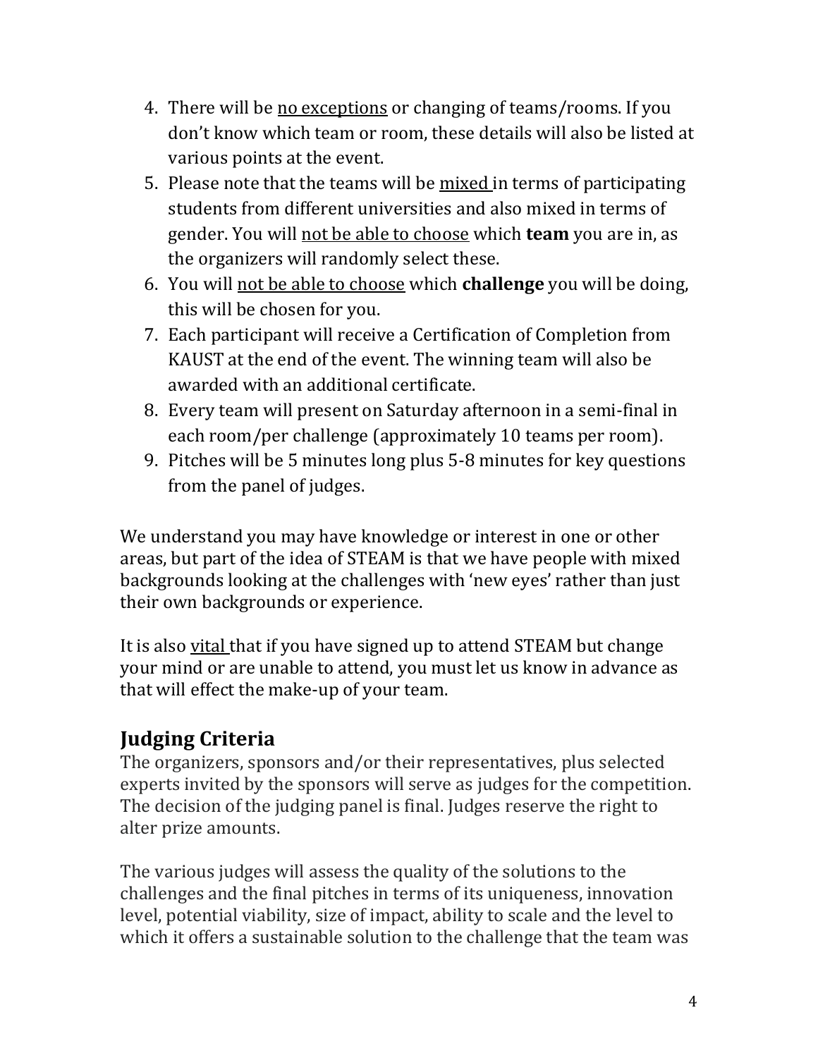4. There will be <u>no exceptions</u> or changing of teams/rooms. If you don't know which team or room, these details will also be listed at various points at the event.
5. Please note that the teams will be <u>mixed</u> in terms of participating students from different universities and also mixed in terms of gender. You will <u>not be able to choose</u> which **team** you are in, as the organizers will randomly select these.
6. You will <u>not be able to choose</u> which **challenge** you will be doing, this will be chosen for you.
7. Each participant will receive a Certification of Completion from KAUST at the end of the event. The winning team will also be awarded with an additional certificate.
8. Every team will present on Saturday afternoon in a semi-final in each room/per challenge (approximately 10 teams per room).
9. Pitches will be 5 minutes long plus 5-8 minutes for key questions from the panel of judges.

We understand you may have knowledge or interest in one or other areas, but part of the idea of STEAM is that we have people with mixed backgrounds looking at the challenges with 'new eyes' rather than just their own backgrounds or experience.

It is also <u>vital</u> that if you have signed up to attend STEAM but change your mind or are unable to attend, you must let us know in advance as that will effect the make-up of your team.

## Judging Criteria

The organizers, sponsors and/or their representatives, plus selected experts invited by the sponsors will serve as judges for the competition. The decision of the judging panel is final. Judges reserve the right to alter prize amounts.

The various judges will assess the quality of the solutions to the challenges and the final pitches in terms of its uniqueness, innovation level, potential viability, size of impact, ability to scale and the level to which it offers a sustainable solution to the challenge that the team was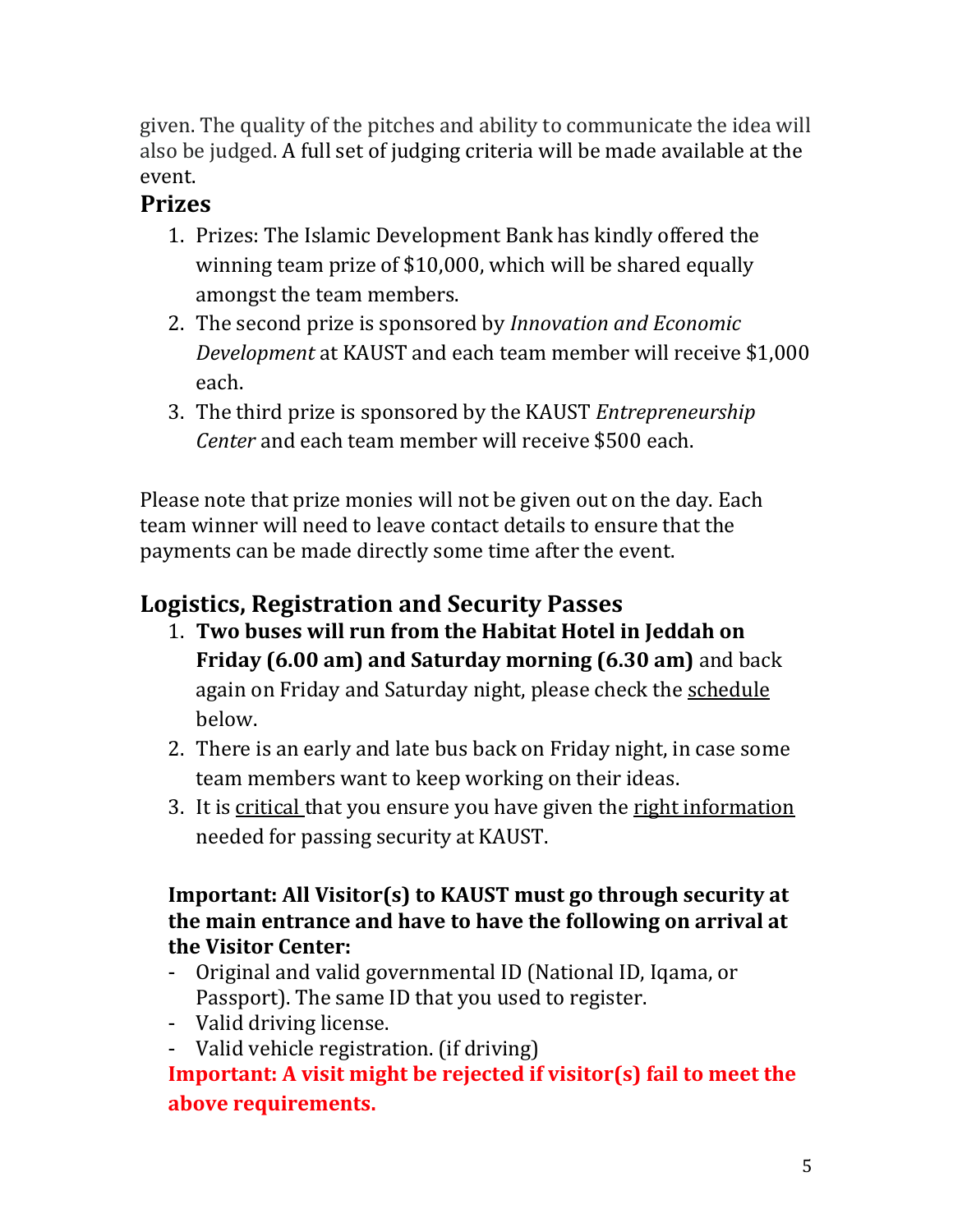given. The quality of the pitches and ability to communicate the idea will also be judged. A full set of judging criteria will be made available at the event.

## Prizes

1. Prizes: The Islamic Development Bank has kindly offered the winning team prize of $10,000, which will be shared equally amongst the team members.
2. The second prize is sponsored by *Innovation and Economic Development* at KAUST and each team member will receive $1,000 each.
3. The third prize is sponsored by the KAUST *Entrepreneurship Center* and each team member will receive $500 each.

Please note that prize monies will not be given out on the day. Each team winner will need to leave contact details to ensure that the payments can be made directly some time after the event.

## Logistics, Registration and Security Passes

1. **Two buses will run from the Habitat Hotel in Jeddah on Friday (6.00 am) and Saturday morning (6.30 am)** and back again on Friday and Saturday night, please check the schedule below.
2. There is an early and late bus back on Friday night, in case some team members want to keep working on their ideas.
3. It is critical that you ensure you have given the right information needed for passing security at KAUST.

**Important: All Visitor(s) to KAUST must go through security at the main entrance and have to have the following on arrival at the Visitor Center:**

- Original and valid governmental ID (National ID, Iqama, or Passport). The same ID that you used to register.
- Valid driving license.
- Valid vehicle registration. (if driving)

**Important: A visit might be rejected if visitor(s) fail to meet the above requirements.**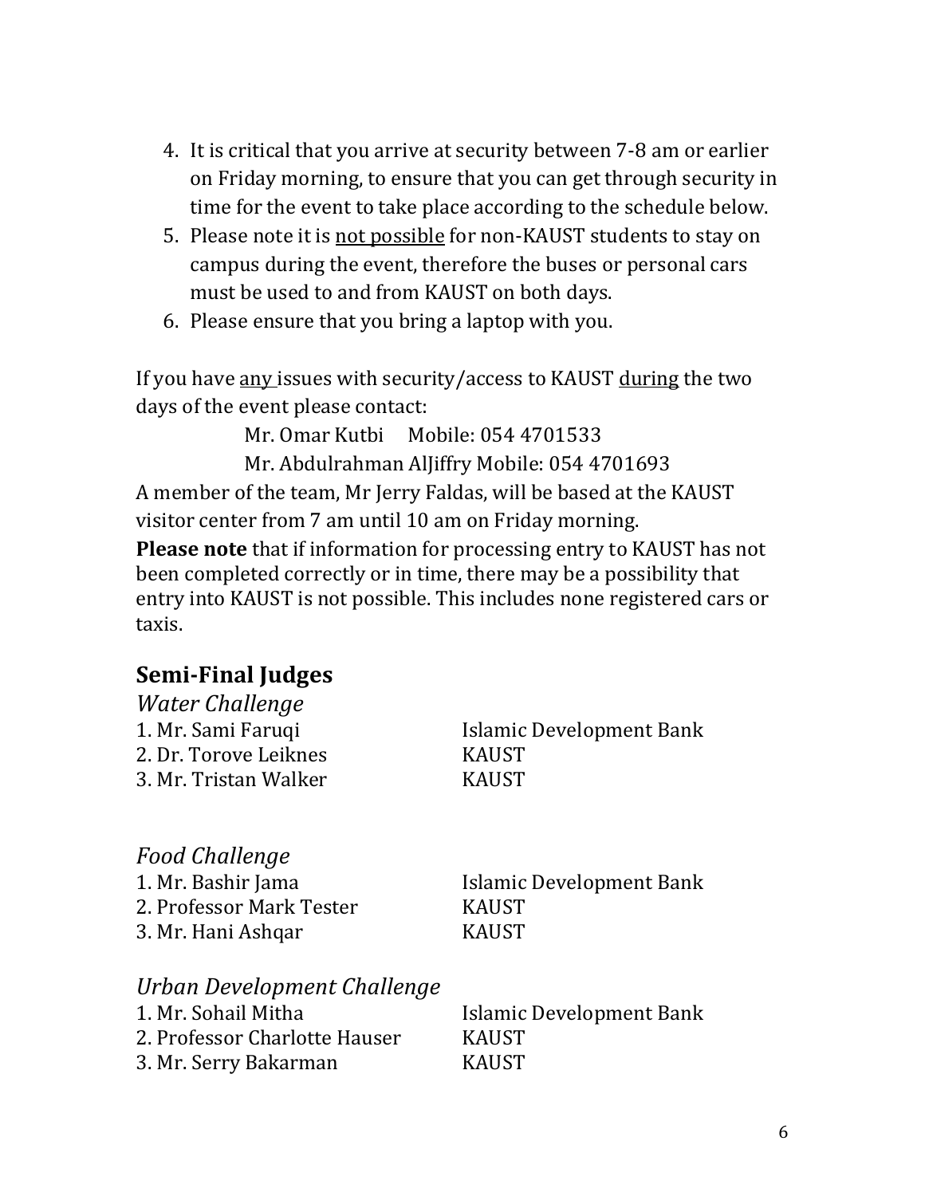4. It is critical that you arrive at security between 7-8 am or earlier on Friday morning, to ensure that you can get through security in time for the event to take place according to the schedule below.
5. Please note it is <u>not possible</u> for non-KAUST students to stay on campus during the event, therefore the buses or personal cars must be used to and from KAUST on both days.
6. Please ensure that you bring a laptop with you.

If you have <u>any</u> issues with security/access to KAUST <u>during</u> the two days of the event please contact:

Mr. Omar Kutbi Mobile: 054 4701533

Mr. Abdulrahman AlJiffry Mobile: 054 4701693

A member of the team, Mr Jerry Faldas, will be based at the KAUST visitor center from 7 am until 10 am on Friday morning.

**Please note** that if information for processing entry to KAUST has not been completed correctly or in time, there may be a possibility that entry into KAUST is not possible. This includes none registered cars or taxis.

## Semi-Final Judges

*Water Challenge*

| | |
|---|---|
| 1. Mr. Sami Faruqi | Islamic Development Bank |
| 2. Dr. Torove Leiknes | KAUST |
| 3. Mr. Tristan Walker | KAUST |

*Food Challenge*

| | |
|---|---|
| 1. Mr. Bashir Jama | Islamic Development Bank |
| 2. Professor Mark Tester | KAUST |
| 3. Mr. Hani Ashqar | KAUST |

*Urban Development Challenge*

| | |
|---|---|
| 1. Mr. Sohail Mitha | Islamic Development Bank |
| 2. Professor Charlotte Hauser | KAUST |
| 3. Mr. Serry Bakarman | KAUST |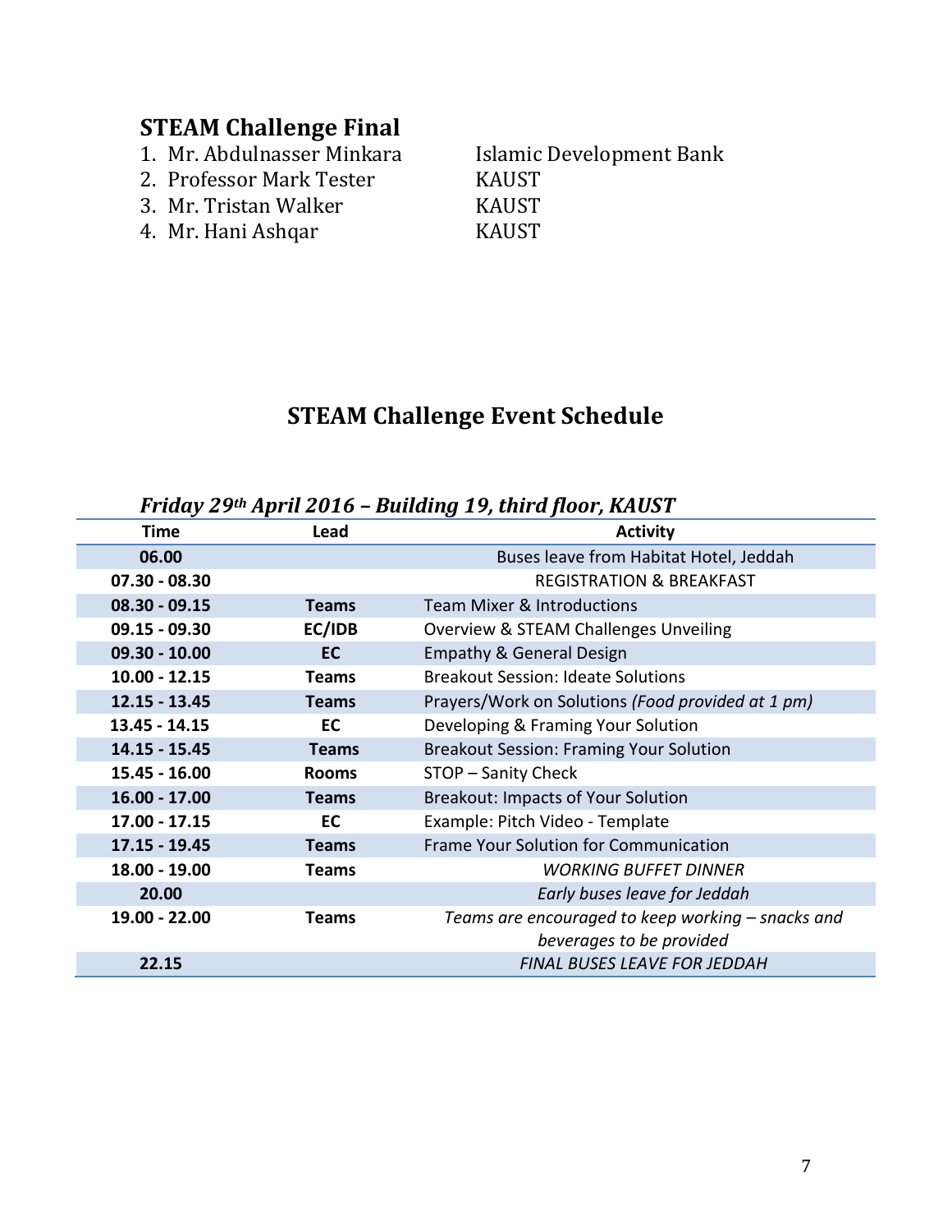## STEAM Challenge Final

1. Mr. Abdulnasser Minkara — Islamic Development Bank
2. Professor Mark Tester — KAUST
3. Mr. Tristan Walker — KAUST
4. Mr. Hani Ashqar — KAUST

## STEAM Challenge Event Schedule

### *Friday 29th April 2016 – Building 19, third floor, KAUST*

| Time | Lead | Activity |
|---|---|---|
| **06.00** | | Buses leave from Habitat Hotel, Jeddah |
| **07.30 - 08.30** | | REGISTRATION & BREAKFAST |
| **08.30 - 09.15** | **Teams** | Team Mixer & Introductions |
| **09.15 - 09.30** | **EC/IDB** | Overview & STEAM Challenges Unveiling |
| **09.30 - 10.00** | **EC** | Empathy & General Design |
| **10.00 - 12.15** | **Teams** | Breakout Session: Ideate Solutions |
| **12.15 - 13.45** | **Teams** | Prayers/Work on Solutions *(Food provided at 1 pm)* |
| **13.45 - 14.15** | **EC** | Developing & Framing Your Solution |
| **14.15 - 15.45** | **Teams** | Breakout Session: Framing Your Solution |
| **15.45 - 16.00** | **Rooms** | STOP – Sanity Check |
| **16.00 - 17.00** | **Teams** | Breakout: Impacts of Your Solution |
| **17.00 - 17.15** | **EC** | Example: Pitch Video - Template |
| **17.15 - 19.45** | **Teams** | Frame Your Solution for Communication |
| **18.00 - 19.00** | **Teams** | *WORKING BUFFET DINNER* |
| **20.00** | | *Early buses leave for Jeddah* |
| **19.00 - 22.00** | **Teams** | *Teams are encouraged to keep working – snacks and beverages to be provided* |
| **22.15** | | *FINAL BUSES LEAVE FOR JEDDAH* |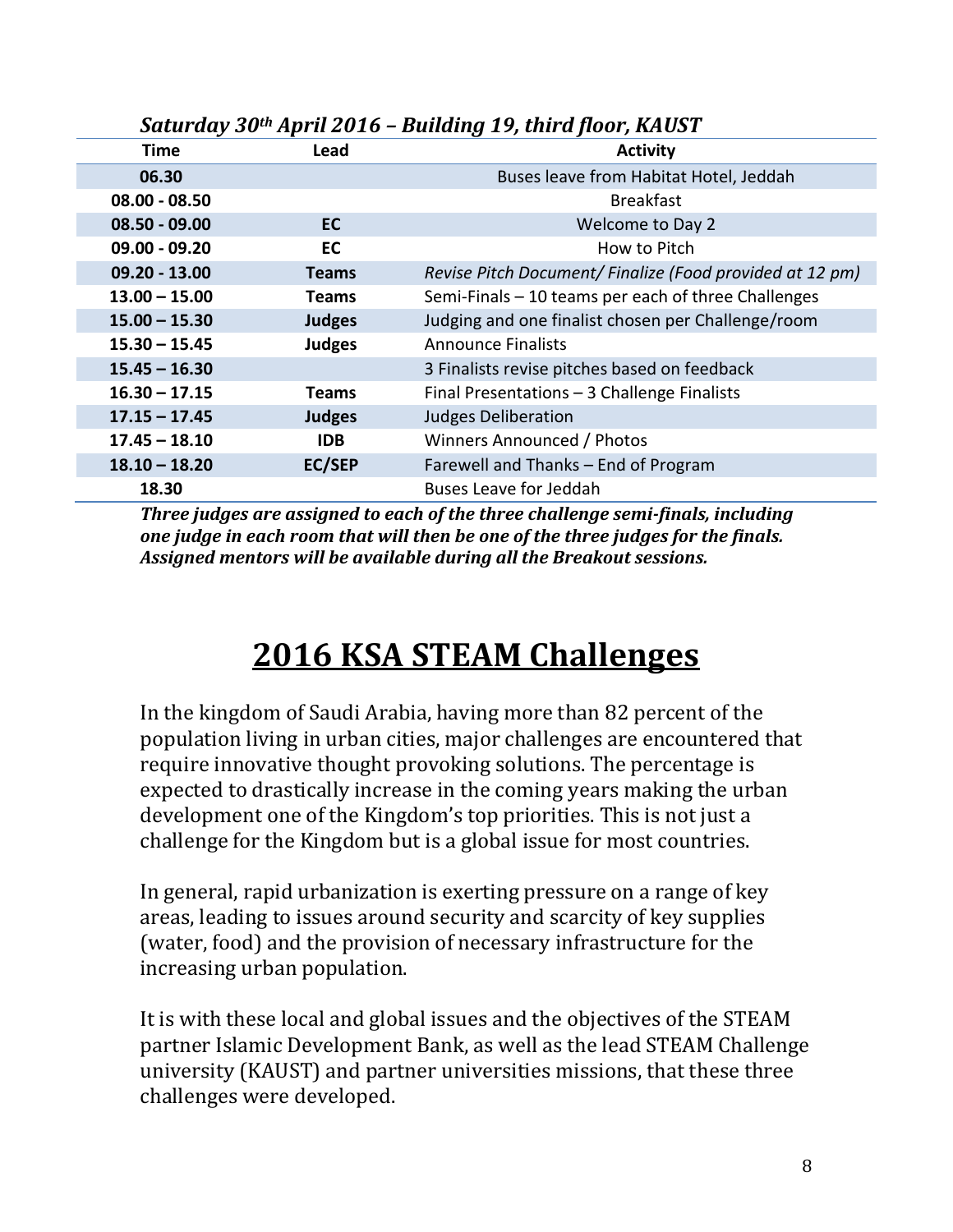***Saturday 30th April 2016 – Building 19, third floor, KAUST***

| Time | Lead | Activity |
|---|---|---|
| **06.30** | | Buses leave from Habitat Hotel, Jeddah |
| **08.00 - 08.50** | | Breakfast |
| **08.50 - 09.00** | **EC** | Welcome to Day 2 |
| **09.00 - 09.20** | **EC** | How to Pitch |
| **09.20 - 13.00** | **Teams** | *Revise Pitch Document/ Finalize (Food provided at 12 pm)* |
| **13.00 – 15.00** | **Teams** | Semi-Finals – 10 teams per each of three Challenges |
| **15.00 – 15.30** | **Judges** | Judging and one finalist chosen per Challenge/room |
| **15.30 – 15.45** | **Judges** | Announce Finalists |
| **15.45 – 16.30** | | 3 Finalists revise pitches based on feedback |
| **16.30 – 17.15** | **Teams** | Final Presentations – 3 Challenge Finalists |
| **17.15 – 17.45** | **Judges** | Judges Deliberation |
| **17.45 – 18.10** | **IDB** | Winners Announced / Photos |
| **18.10 – 18.20** | **EC/SEP** | Farewell and Thanks – End of Program |
| **18.30** | | Buses Leave for Jeddah |

***Three judges are assigned to each of the three challenge semi-finals, including one judge in each room that will then be one of the three judges for the finals. Assigned mentors will be available during all the Breakout sessions.***

# 2016 KSA STEAM Challenges

In the kingdom of Saudi Arabia, having more than 82 percent of the population living in urban cities, major challenges are encountered that require innovative thought provoking solutions. The percentage is expected to drastically increase in the coming years making the urban development one of the Kingdom's top priorities. This is not just a challenge for the Kingdom but is a global issue for most countries.

In general, rapid urbanization is exerting pressure on a range of key areas, leading to issues around security and scarcity of key supplies (water, food) and the provision of necessary infrastructure for the increasing urban population.

It is with these local and global issues and the objectives of the STEAM partner Islamic Development Bank, as well as the lead STEAM Challenge university (KAUST) and partner universities missions, that these three challenges were developed.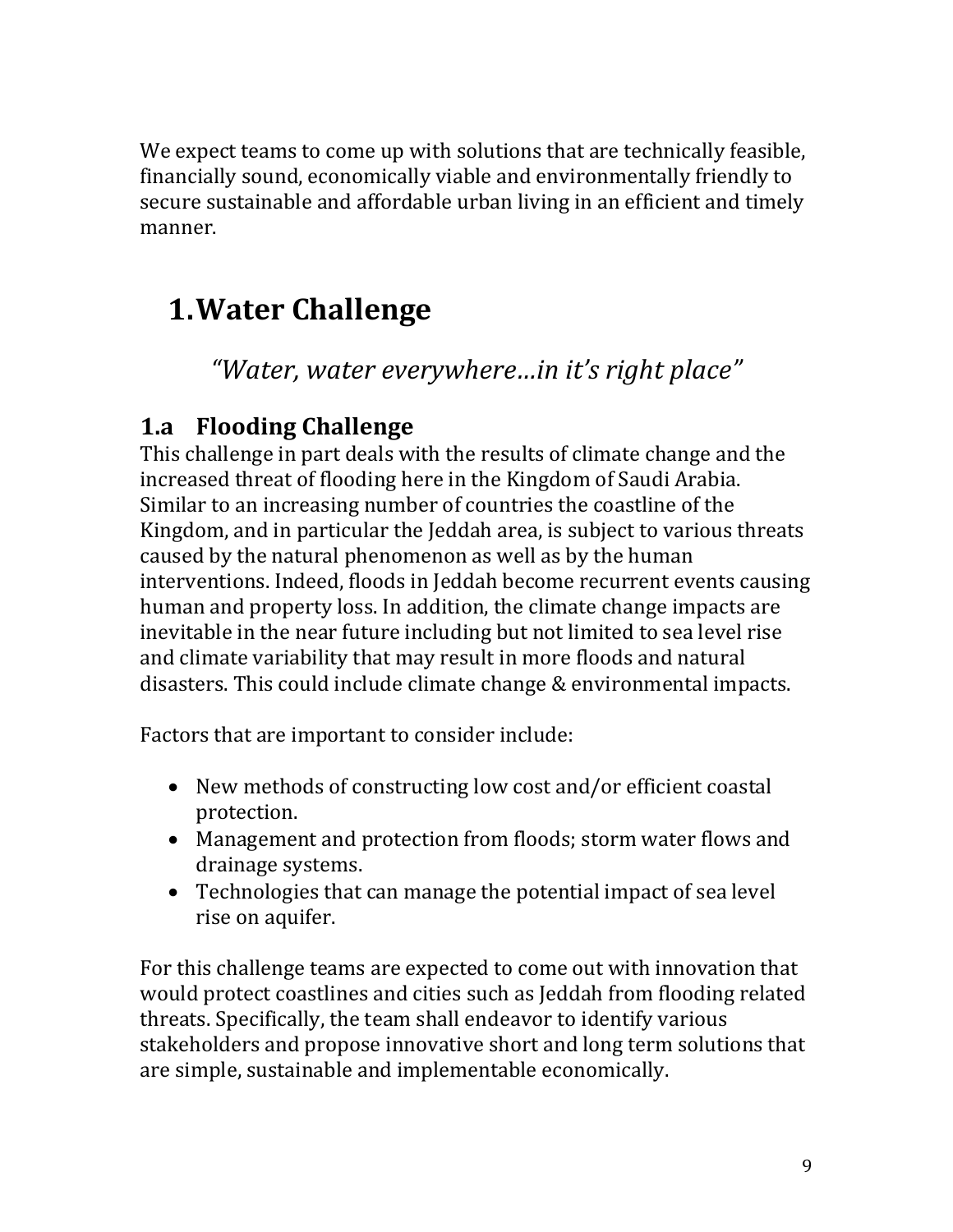We expect teams to come up with solutions that are technically feasible, financially sound, economically viable and environmentally friendly to secure sustainable and affordable urban living in an efficient and timely manner.

# 1. Water Challenge

*"Water, water everywhere…in it's right place"*

## 1.a Flooding Challenge

This challenge in part deals with the results of climate change and the increased threat of flooding here in the Kingdom of Saudi Arabia. Similar to an increasing number of countries the coastline of the Kingdom, and in particular the Jeddah area, is subject to various threats caused by the natural phenomenon as well as by the human interventions. Indeed, floods in Jeddah become recurrent events causing human and property loss. In addition, the climate change impacts are inevitable in the near future including but not limited to sea level rise and climate variability that may result in more floods and natural disasters. This could include climate change & environmental impacts.

Factors that are important to consider include:

- New methods of constructing low cost and/or efficient coastal protection.
- Management and protection from floods; storm water flows and drainage systems.
- Technologies that can manage the potential impact of sea level rise on aquifer.

For this challenge teams are expected to come out with innovation that would protect coastlines and cities such as Jeddah from flooding related threats. Specifically, the team shall endeavor to identify various stakeholders and propose innovative short and long term solutions that are simple, sustainable and implementable economically.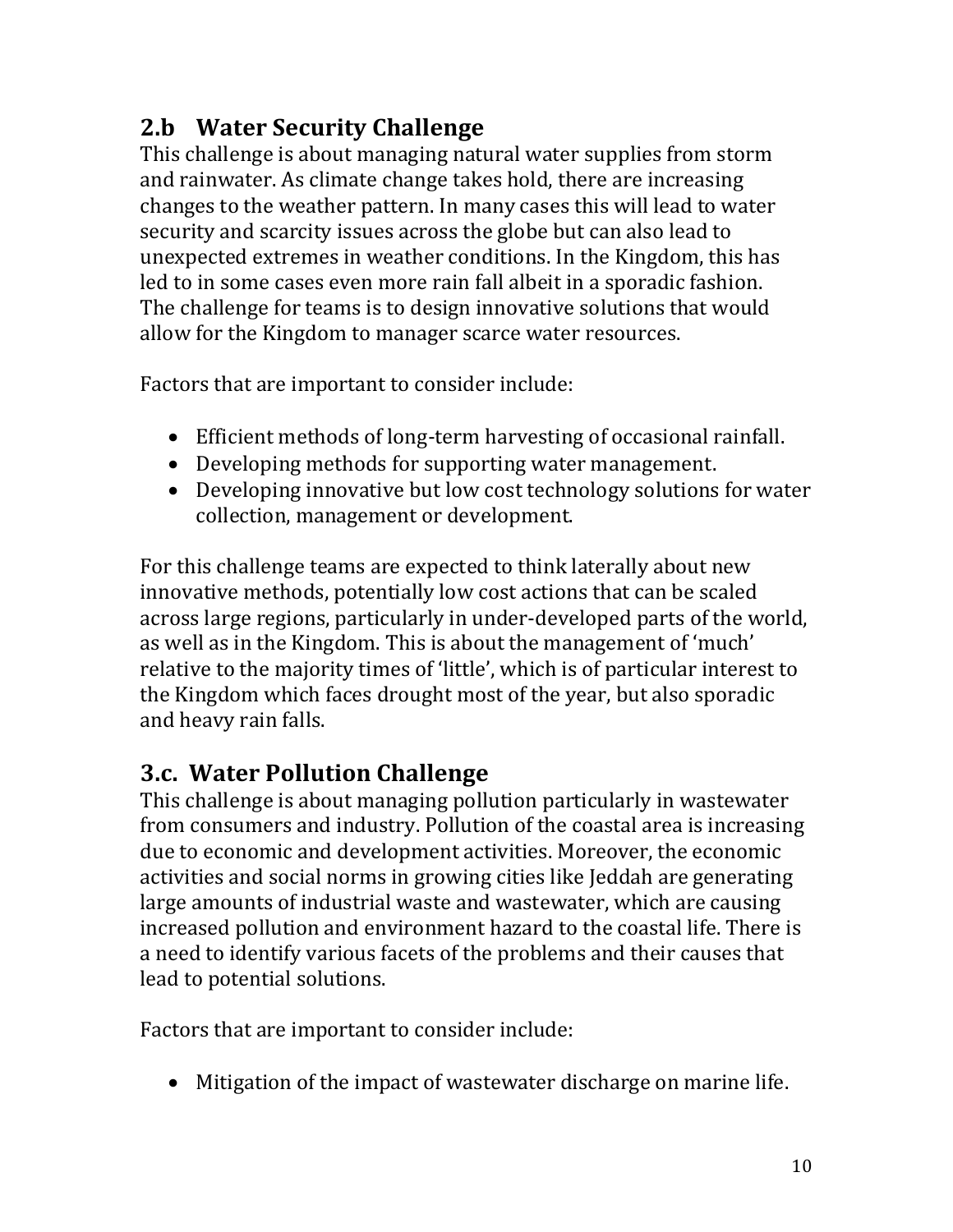## 2.b Water Security Challenge

This challenge is about managing natural water supplies from storm and rainwater. As climate change takes hold, there are increasing changes to the weather pattern. In many cases this will lead to water security and scarcity issues across the globe but can also lead to unexpected extremes in weather conditions. In the Kingdom, this has led to in some cases even more rain fall albeit in a sporadic fashion. The challenge for teams is to design innovative solutions that would allow for the Kingdom to manager scarce water resources.

Factors that are important to consider include:

- Efficient methods of long-term harvesting of occasional rainfall.
- Developing methods for supporting water management.
- Developing innovative but low cost technology solutions for water collection, management or development.

For this challenge teams are expected to think laterally about new innovative methods, potentially low cost actions that can be scaled across large regions, particularly in under-developed parts of the world, as well as in the Kingdom. This is about the management of 'much' relative to the majority times of 'little', which is of particular interest to the Kingdom which faces drought most of the year, but also sporadic and heavy rain falls.

## 3.c. Water Pollution Challenge

This challenge is about managing pollution particularly in wastewater from consumers and industry. Pollution of the coastal area is increasing due to economic and development activities. Moreover, the economic activities and social norms in growing cities like Jeddah are generating large amounts of industrial waste and wastewater, which are causing increased pollution and environment hazard to the coastal life. There is a need to identify various facets of the problems and their causes that lead to potential solutions.

Factors that are important to consider include:

- Mitigation of the impact of wastewater discharge on marine life.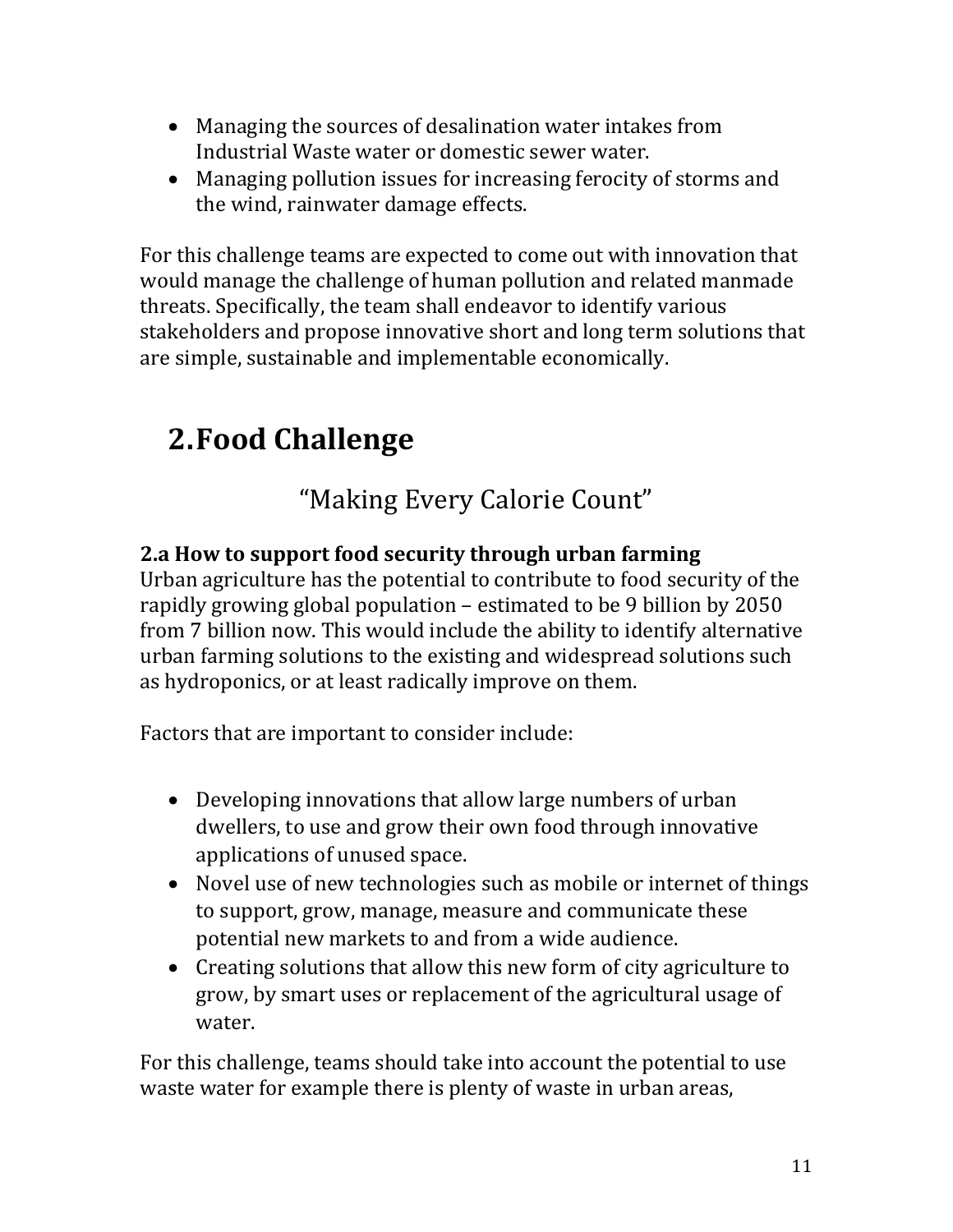- Managing the sources of desalination water intakes from Industrial Waste water or domestic sewer water.
- Managing pollution issues for increasing ferocity of storms and the wind, rainwater damage effects.

For this challenge teams are expected to come out with innovation that would manage the challenge of human pollution and related manmade threats. Specifically, the team shall endeavor to identify various stakeholders and propose innovative short and long term solutions that are simple, sustainable and implementable economically.

# 2.Food Challenge

“Making Every Calorie Count”

### 2.a How to support food security through urban farming

Urban agriculture has the potential to contribute to food security of the rapidly growing global population – estimated to be 9 billion by 2050 from 7 billion now. This would include the ability to identify alternative urban farming solutions to the existing and widespread solutions such as hydroponics, or at least radically improve on them.

Factors that are important to consider include:

- Developing innovations that allow large numbers of urban dwellers, to use and grow their own food through innovative applications of unused space.
- Novel use of new technologies such as mobile or internet of things to support, grow, manage, measure and communicate these potential new markets to and from a wide audience.
- Creating solutions that allow this new form of city agriculture to grow, by smart uses or replacement of the agricultural usage of water.

For this challenge, teams should take into account the potential to use waste water for example there is plenty of waste in urban areas,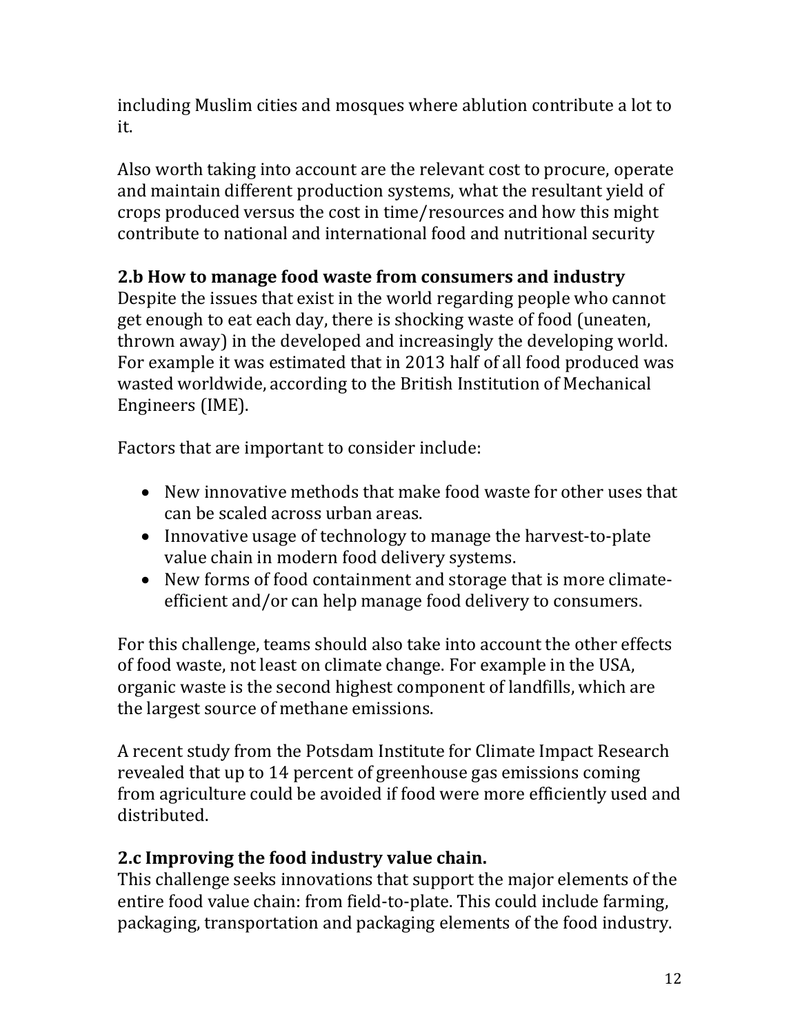including Muslim cities and mosques where ablution contribute a lot to it.

Also worth taking into account are the relevant cost to procure, operate and maintain different production systems, what the resultant yield of crops produced versus the cost in time/resources and how this might contribute to national and international food and nutritional security

### 2.b How to manage food waste from consumers and industry

Despite the issues that exist in the world regarding people who cannot get enough to eat each day, there is shocking waste of food (uneaten, thrown away) in the developed and increasingly the developing world. For example it was estimated that in 2013 half of all food produced was wasted worldwide, according to the British Institution of Mechanical Engineers (IME).

Factors that are important to consider include:

- New innovative methods that make food waste for other uses that can be scaled across urban areas.
- Innovative usage of technology to manage the harvest-to-plate value chain in modern food delivery systems.
- New forms of food containment and storage that is more climate-efficient and/or can help manage food delivery to consumers.

For this challenge, teams should also take into account the other effects of food waste, not least on climate change. For example in the USA, organic waste is the second highest component of landfills, which are the largest source of methane emissions.

A recent study from the Potsdam Institute for Climate Impact Research revealed that up to 14 percent of greenhouse gas emissions coming from agriculture could be avoided if food were more efficiently used and distributed.

### 2.c Improving the food industry value chain.

This challenge seeks innovations that support the major elements of the entire food value chain: from field-to-plate. This could include farming, packaging, transportation and packaging elements of the food industry.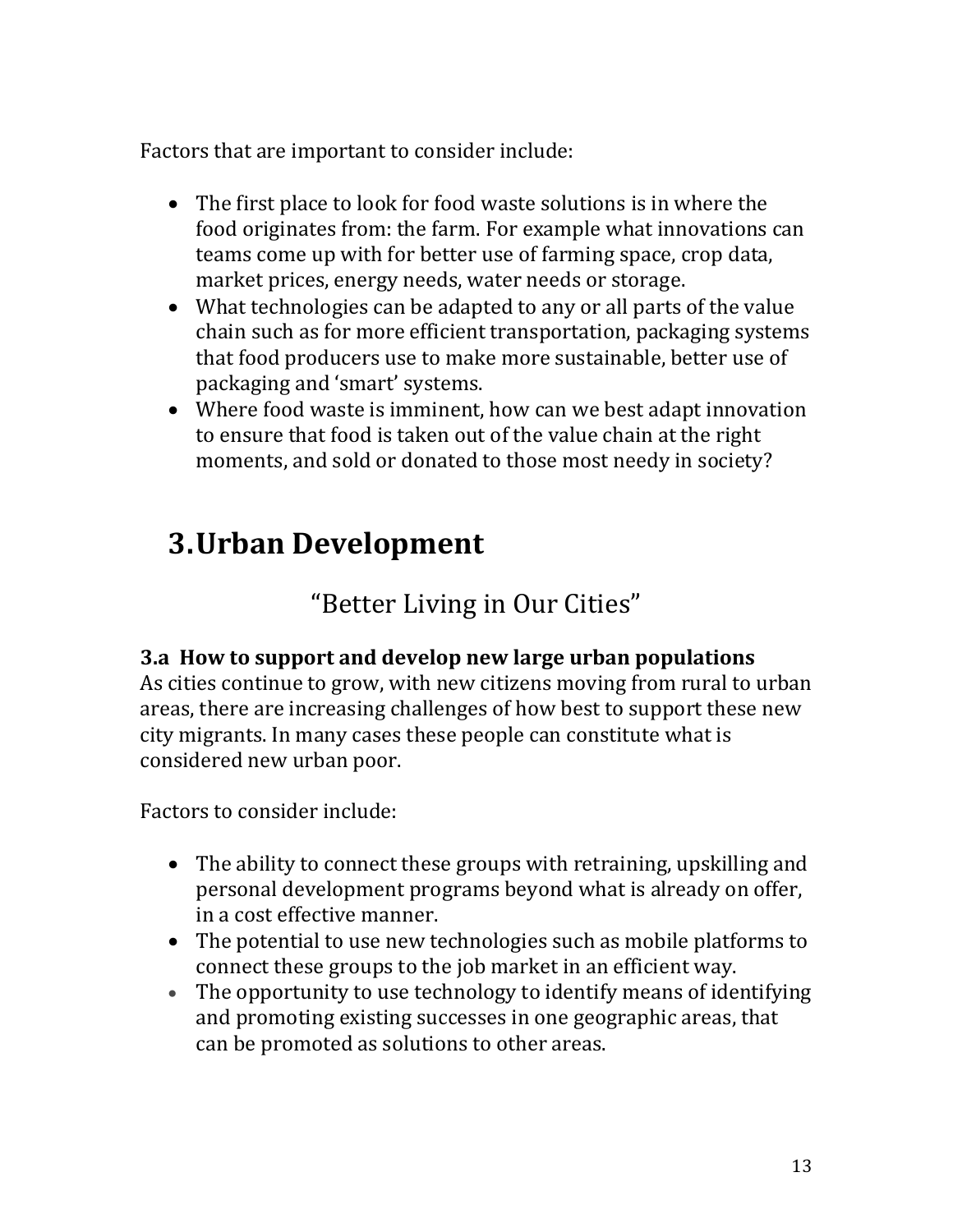Factors that are important to consider include:

- The first place to look for food waste solutions is in where the food originates from: the farm. For example what innovations can teams come up with for better use of farming space, crop data, market prices, energy needs, water needs or storage.
- What technologies can be adapted to any or all parts of the value chain such as for more efficient transportation, packaging systems that food producers use to make more sustainable, better use of packaging and 'smart' systems.
- Where food waste is imminent, how can we best adapt innovation to ensure that food is taken out of the value chain at the right moments, and sold or donated to those most needy in society?

# 3.Urban Development

## "Better Living in Our Cities"

**3.a How to support and develop new large urban populations**
As cities continue to grow, with new citizens moving from rural to urban areas, there are increasing challenges of how best to support these new city migrants. In many cases these people can constitute what is considered new urban poor.

Factors to consider include:

- The ability to connect these groups with retraining, upskilling and personal development programs beyond what is already on offer, in a cost effective manner.
- The potential to use new technologies such as mobile platforms to connect these groups to the job market in an efficient way.
- The opportunity to use technology to identify means of identifying and promoting existing successes in one geographic areas, that can be promoted as solutions to other areas.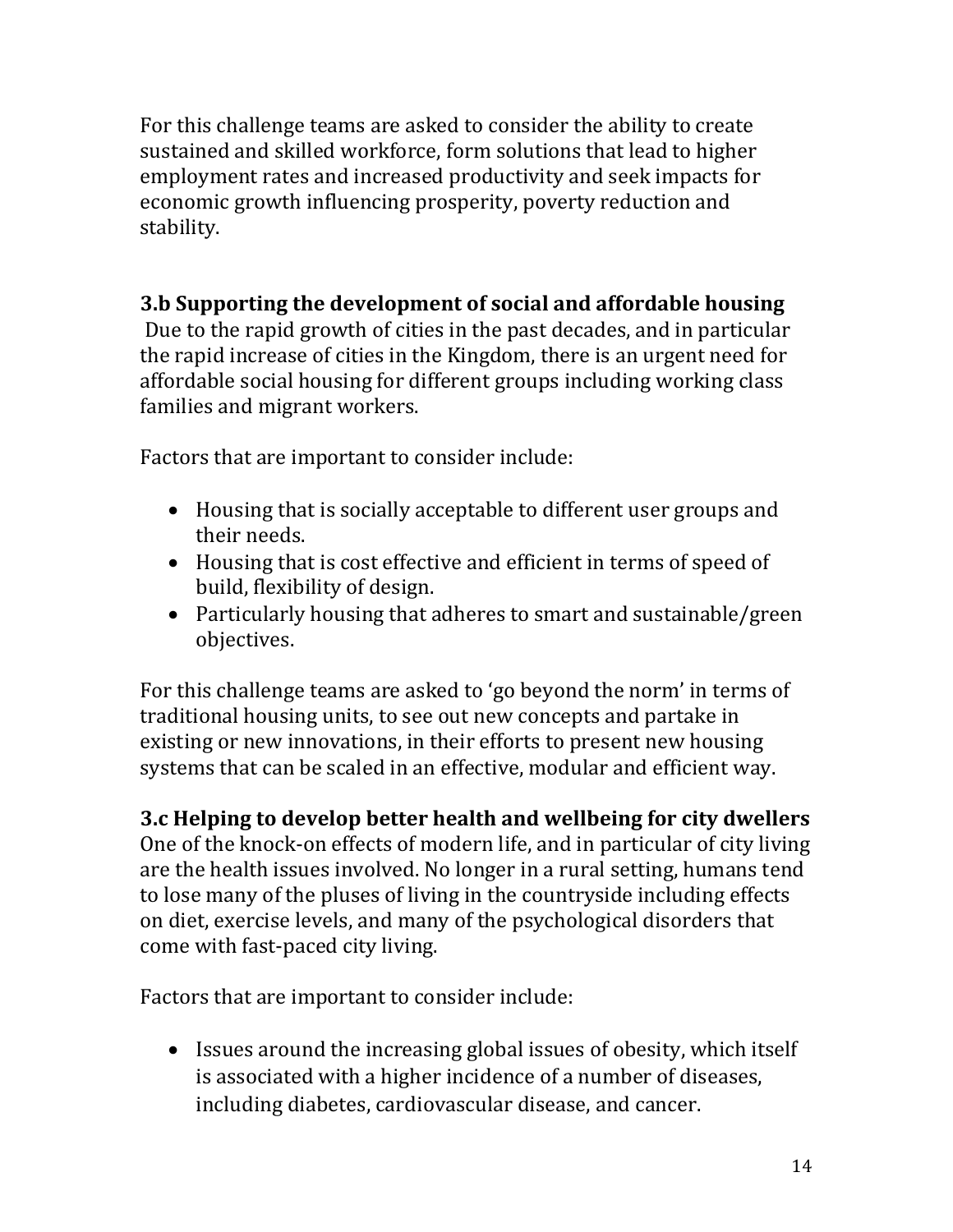For this challenge teams are asked to consider the ability to create sustained and skilled workforce, form solutions that lead to higher employment rates and increased productivity and seek impacts for economic growth influencing prosperity, poverty reduction and stability.

### 3.b Supporting the development of social and affordable housing

Due to the rapid growth of cities in the past decades, and in particular the rapid increase of cities in the Kingdom, there is an urgent need for affordable social housing for different groups including working class families and migrant workers.

Factors that are important to consider include:

- Housing that is socially acceptable to different user groups and their needs.
- Housing that is cost effective and efficient in terms of speed of build, flexibility of design.
- Particularly housing that adheres to smart and sustainable/green objectives.

For this challenge teams are asked to 'go beyond the norm' in terms of traditional housing units, to see out new concepts and partake in existing or new innovations, in their efforts to present new housing systems that can be scaled in an effective, modular and efficient way.

### 3.c Helping to develop better health and wellbeing for city dwellers

One of the knock-on effects of modern life, and in particular of city living are the health issues involved. No longer in a rural setting, humans tend to lose many of the pluses of living in the countryside including effects on diet, exercise levels, and many of the psychological disorders that come with fast-paced city living.

Factors that are important to consider include:

- Issues around the increasing global issues of obesity, which itself is associated with a higher incidence of a number of diseases, including diabetes, cardiovascular disease, and cancer.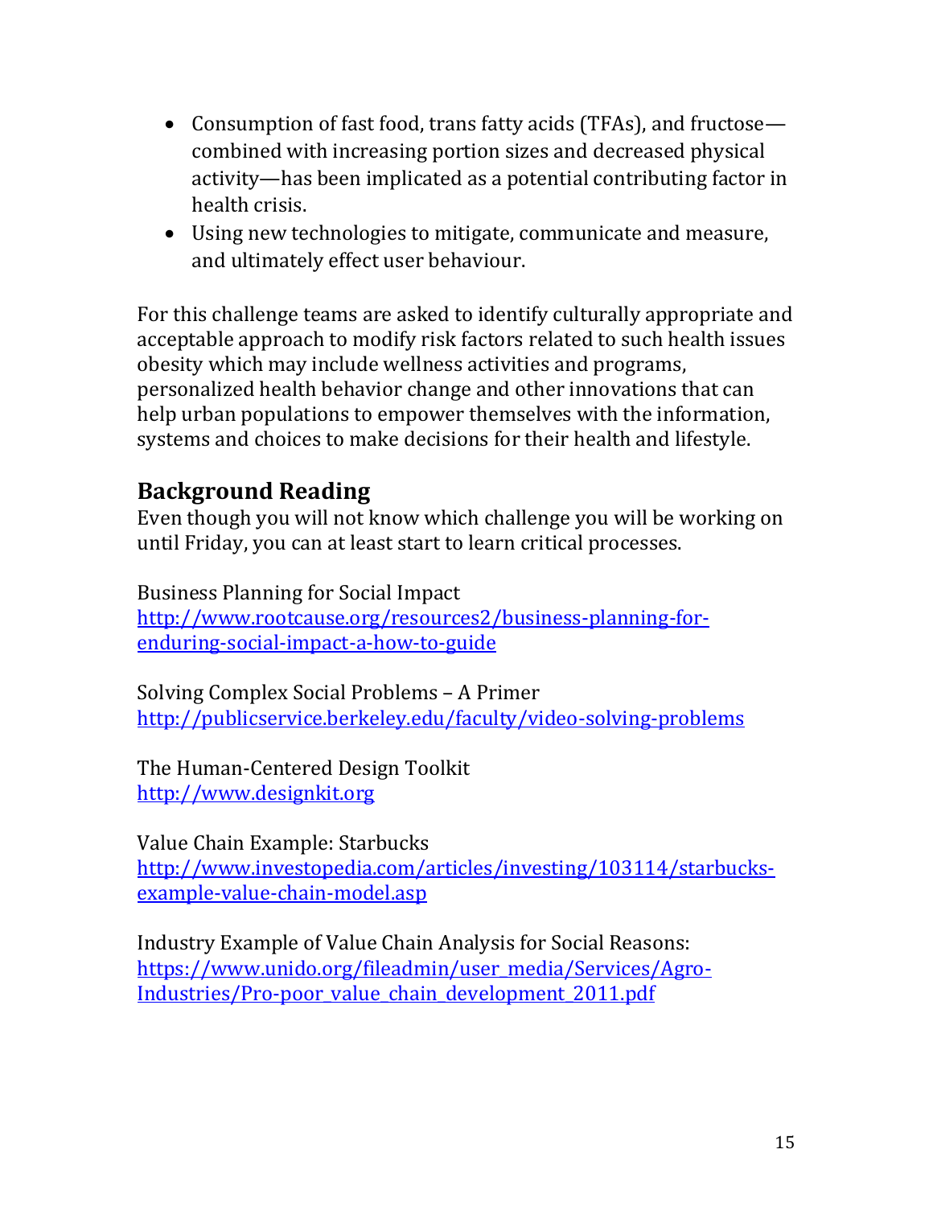- Consumption of fast food, trans fatty acids (TFAs), and fructose—combined with increasing portion sizes and decreased physical activity—has been implicated as a potential contributing factor in health crisis.
- Using new technologies to mitigate, communicate and measure, and ultimately effect user behaviour.

For this challenge teams are asked to identify culturally appropriate and acceptable approach to modify risk factors related to such health issues obesity which may include wellness activities and programs, personalized health behavior change and other innovations that can help urban populations to empower themselves with the information, systems and choices to make decisions for their health and lifestyle.

## Background Reading

Even though you will not know which challenge you will be working on until Friday, you can at least start to learn critical processes.

Business Planning for Social Impact
http://www.rootcause.org/resources2/business-planning-for-enduring-social-impact-a-how-to-guide

Solving Complex Social Problems – A Primer
http://publicservice.berkeley.edu/faculty/video-solving-problems

The Human-Centered Design Toolkit
http://www.designkit.org

Value Chain Example: Starbucks
http://www.investopedia.com/articles/investing/103114/starbucks-example-value-chain-model.asp

Industry Example of Value Chain Analysis for Social Reasons:
https://www.unido.org/fileadmin/user_media/Services/Agro-Industries/Pro-poor_value_chain_development_2011.pdf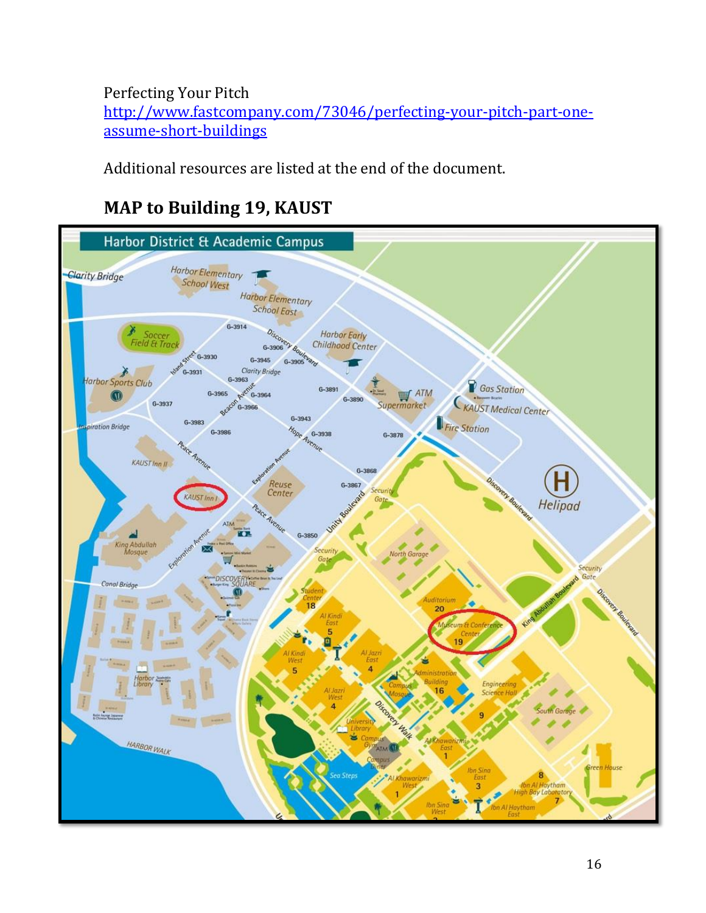Perfecting Your Pitch
[http://www.fastcompany.com/73046/perfecting-your-pitch-part-one-assume-short-buildings](http://www.fastcompany.com/73046/perfecting-your-pitch-part-one-assume-short-buildings)

Additional resources are listed at the end of the document.

## MAP to Building 19, KAUST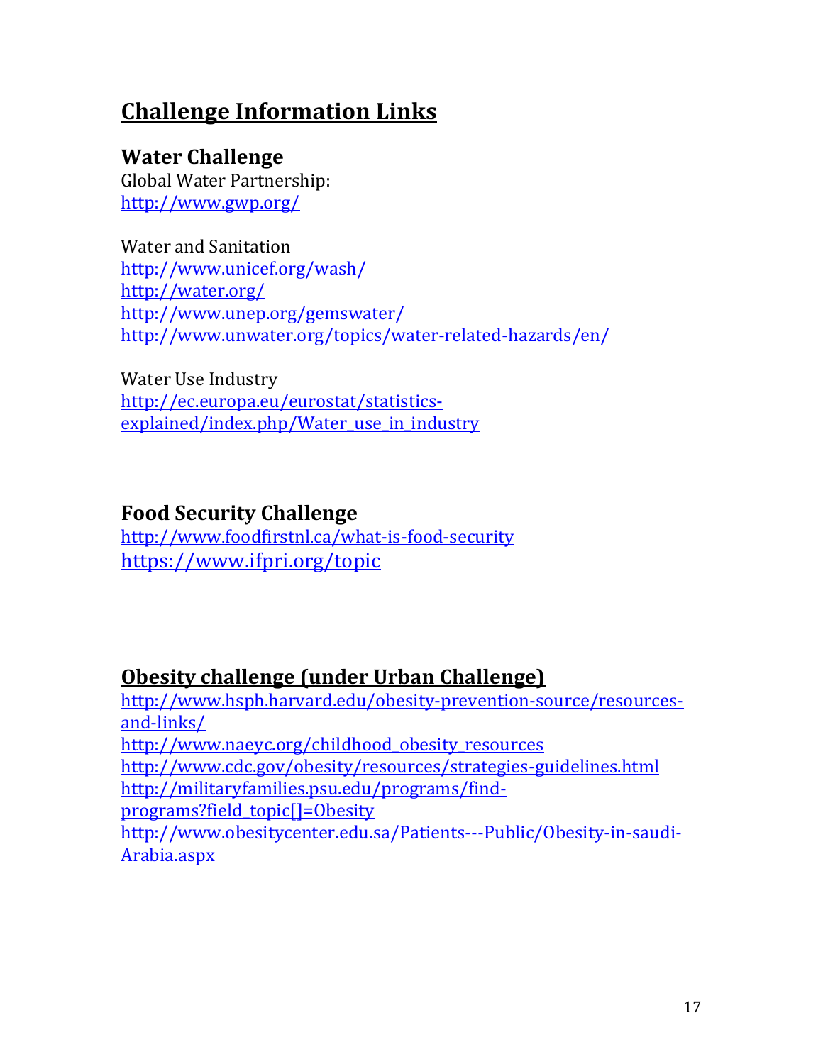# Challenge Information Links

## Water Challenge

Global Water Partnership:
http://www.gwp.org/

Water and Sanitation
http://www.unicef.org/wash/
http://water.org/
http://www.unep.org/gemswater/
http://www.unwater.org/topics/water-related-hazards/en/

Water Use Industry
http://ec.europa.eu/eurostat/statistics-explained/index.php/Water_use_in_industry

## Food Security Challenge

http://www.foodfirstnl.ca/what-is-food-security
https://www.ifpri.org/topic

## Obesity challenge (under Urban Challenge)

http://www.hsph.harvard.edu/obesity-prevention-source/resources-and-links/
http://www.naeyc.org/childhood_obesity_resources
http://www.cdc.gov/obesity/resources/strategies-guidelines.html
http://militaryfamilies.psu.edu/programs/find-programs?field_topic[]=Obesity
http://www.obesitycenter.edu.sa/Patients---Public/Obesity-in-saudi-Arabia.aspx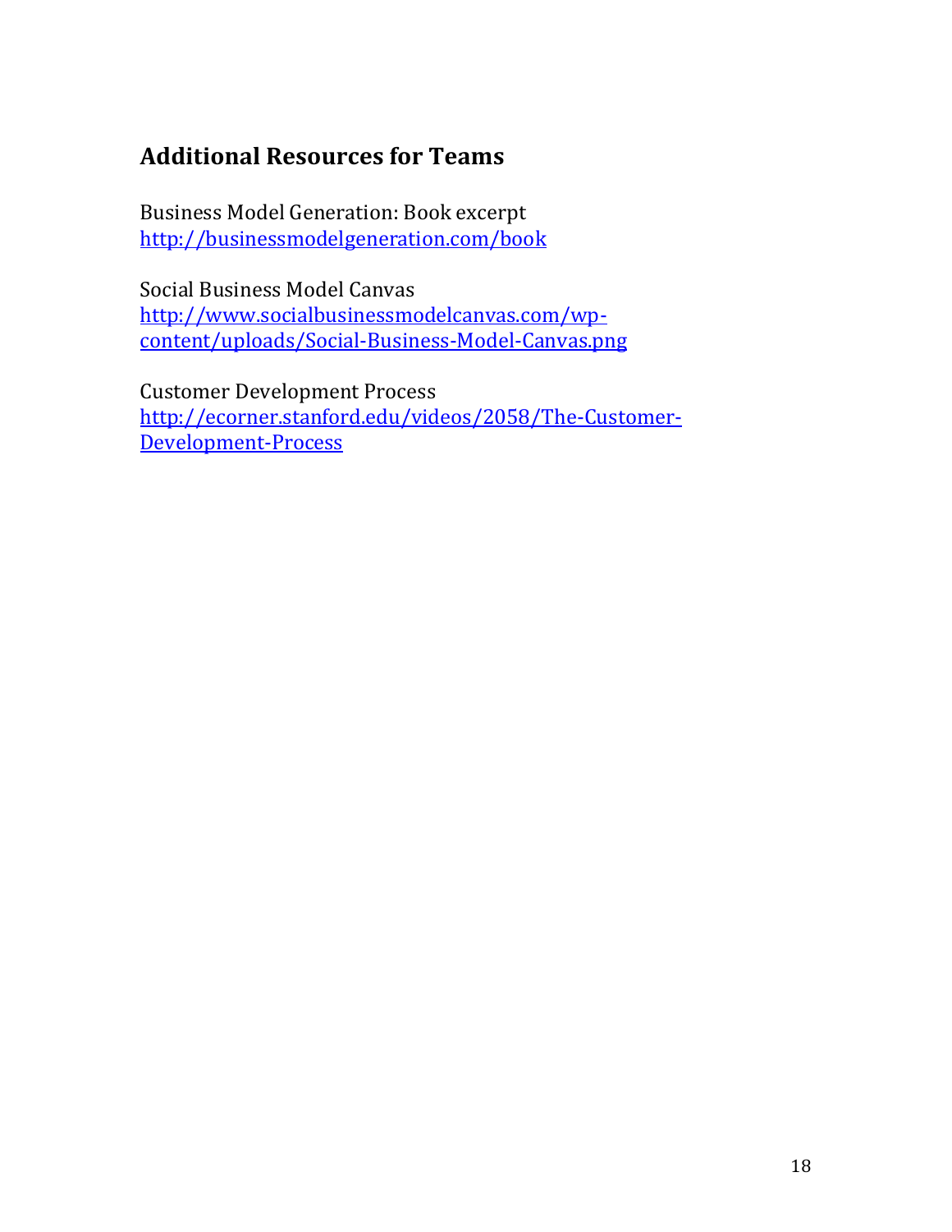## Additional Resources for Teams

Business Model Generation: Book excerpt
http://businessmodelgeneration.com/book

Social Business Model Canvas
http://www.socialbusinessmodelcanvas.com/wp-content/uploads/Social-Business-Model-Canvas.png

Customer Development Process
http://ecorner.stanford.edu/videos/2058/The-Customer-Development-Process